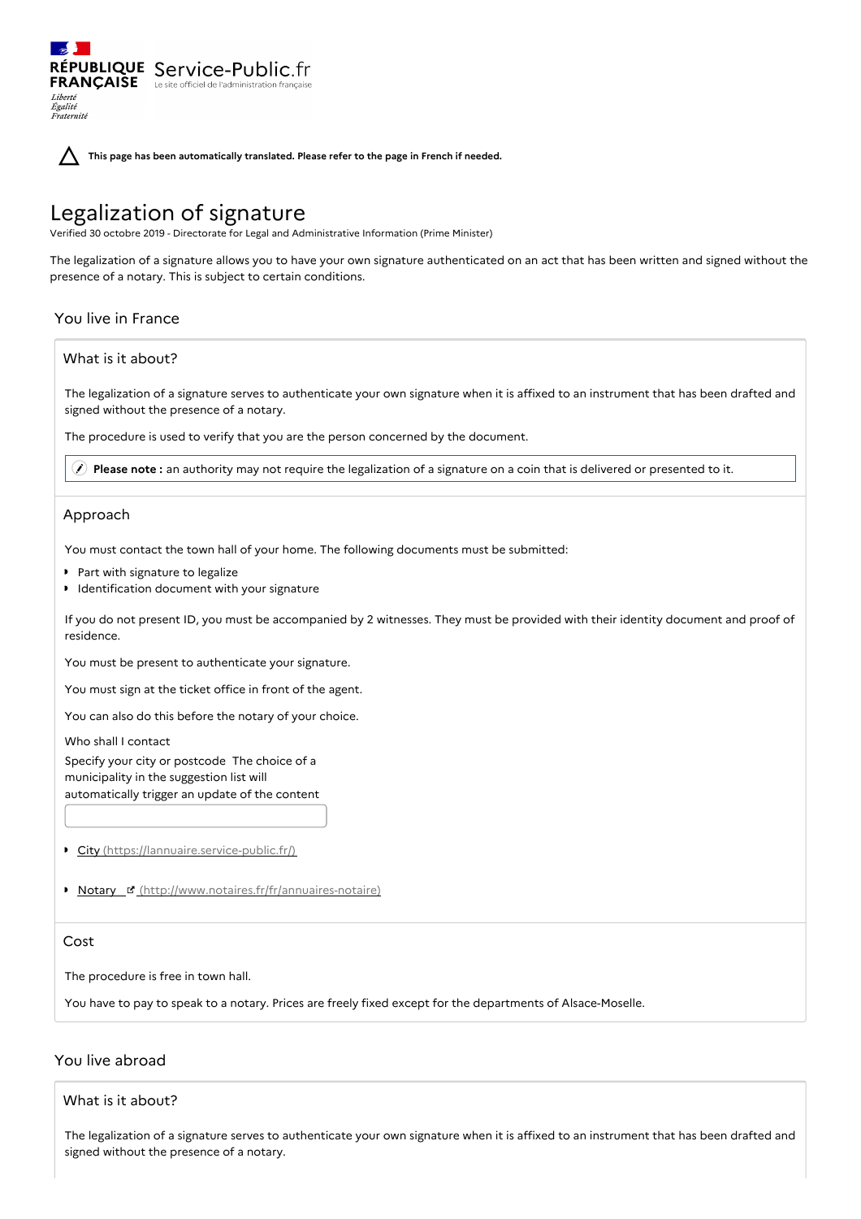RÉPUBLIQUE FRANÇAISE Service-Public.fr
Le site officiel de l'administration française

*Liberté Égalité Fraternité*

**This page has been automatically translated. Please refer to the page in French if needed.**

# Legalization of signature

Verified 30 octobre 2019 - Directorate for Legal and Administrative Information (Prime Minister)

The legalization of a signature allows you to have your own signature authenticated on an act that has been written and signed without the presence of a notary. This is subject to certain conditions.

## You live in France

### What is it about?

The legalization of a signature serves to authenticate your own signature when it is affixed to an instrument that has been drafted and signed without the presence of a notary.

The procedure is used to verify that you are the person concerned by the document.

**Please note :** an authority may not require the legalization of a signature on a coin that is delivered or presented to it.

### Approach

You must contact the town hall of your home. The following documents must be submitted:

- Part with signature to legalize
- Identification document with your signature

If you do not present ID, you must be accompanied by 2 witnesses. They must be provided with their identity document and proof of residence.

You must be present to authenticate your signature.

You must sign at the ticket office in front of the agent.

You can also do this before the notary of your choice.

Who shall I contact

Specify your city or postcode The choice of a municipality in the suggestion list will automatically trigger an update of the content

- City (https://lannuaire.service-public.fr/)
- Notary (http://www.notaires.fr/fr/annuaires-notaire)

### Cost

The procedure is free in town hall.

You have to pay to speak to a notary. Prices are freely fixed except for the departments of Alsace-Moselle.

## You live abroad

### What is it about?

The legalization of a signature serves to authenticate your own signature when it is affixed to an instrument that has been drafted and signed without the presence of a notary.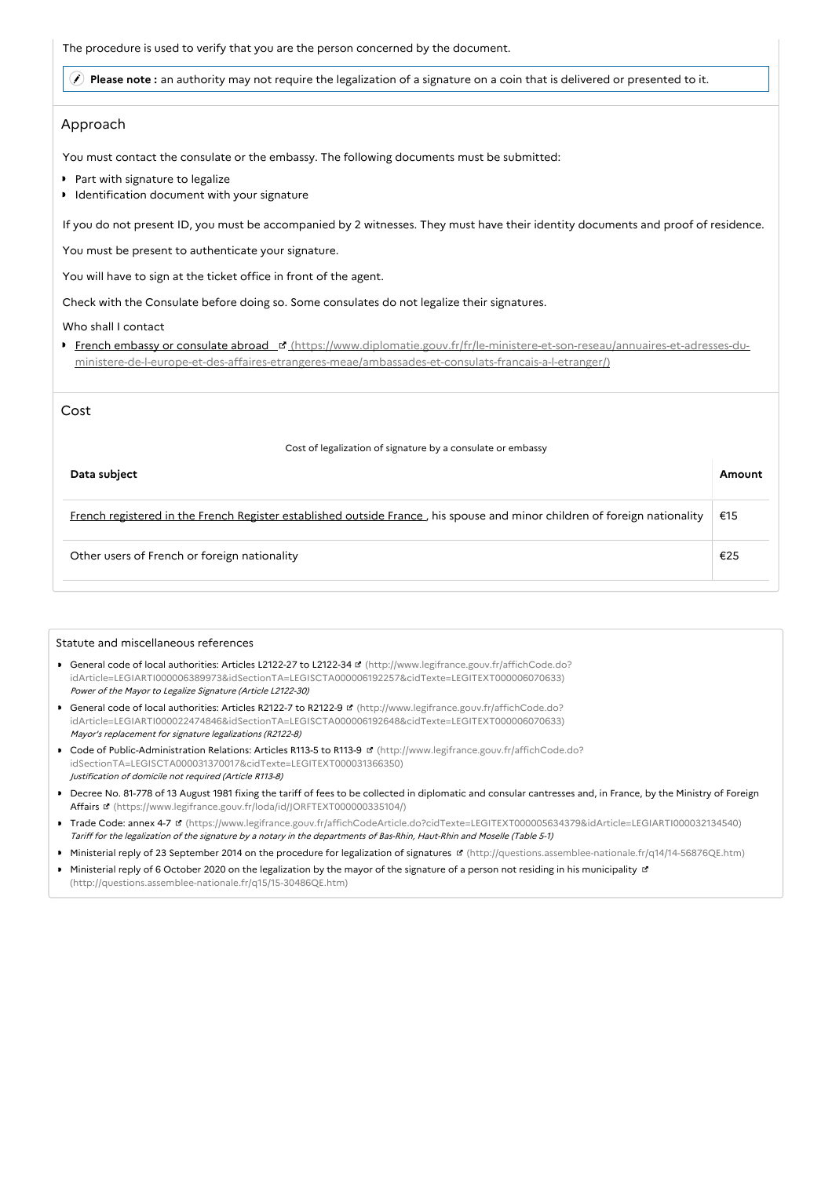The procedure is used to verify that you are the person concerned by the document.

> **Please note :** an authority may not require the legalization of a signature on a coin that is delivered or presented to it.

## Approach

You must contact the consulate or the embassy. The following documents must be submitted:

- Part with signature to legalize
- Identification document with your signature

If you do not present ID, you must be accompanied by 2 witnesses. They must have their identity documents and proof of residence.

You must be present to authenticate your signature.

You will have to sign at the ticket office in front of the agent.

Check with the Consulate before doing so. Some consulates do not legalize their signatures.

Who shall I contact

- [French embassy or consulate abroad](https://www.diplomatie.gouv.fr/fr/le-ministere-et-son-reseau/annuaires-et-adresses-du-ministere-de-l-europe-et-des-affaires-etrangeres-meae/ambassades-et-consulats-francais-a-l-etranger/) (https://www.diplomatie.gouv.fr/fr/le-ministere-et-son-reseau/annuaires-et-adresses-du-ministere-de-l-europe-et-des-affaires-etrangeres-meae/ambassades-et-consulats-francais-a-l-etranger/)

## Cost

Cost of legalization of signature by a consulate or embassy

| Data subject | Amount |
|---|---|
| French registered in the French Register established outside France , his spouse and minor children of foreign nationality | €15 |
| Other users of French or foreign nationality | €25 |

### Statute and miscellaneous references

- General code of local authorities: Articles L2122-27 to L2122-34 (http://www.legifrance.gouv.fr/affichCode.do?idArticle=LEGIARTI000006389973&idSectionTA=LEGISCTA000006192257&cidTexte=LEGITEXT000006070633)
  *Power of the Mayor to Legalize Signature (Article L2122-30)*
- General code of local authorities: Articles R2122-7 to R2122-9 (http://www.legifrance.gouv.fr/affichCode.do?idArticle=LEGIARTI000022474846&idSectionTA=LEGISCTA000006192648&cidTexte=LEGITEXT000006070633)
  *Mayor's replacement for signature legalizations (R2122-8)*
- Code of Public-Administration Relations: Articles R113-5 to R113-9 (http://www.legifrance.gouv.fr/affichCode.do?idSectionTA=LEGISCTA000031370017&cidTexte=LEGITEXT000031366350)
  *Justification of domicile not required (Article R113-8)*
- Decree No. 81-778 of 13 August 1981 fixing the tariff of fees to be collected in diplomatic and consular cantresses and, in France, by the Ministry of Foreign Affairs (https://www.legifrance.gouv.fr/loda/id/JORFTEXT000000335104/)
- Trade Code: annex 4-7 (https://www.legifrance.gouv.fr/affichCodeArticle.do?cidTexte=LEGITEXT000005634379&idArticle=LEGIARTI000032134540)
  *Tariff for the legalization of the signature by a notary in the departments of Bas-Rhin, Haut-Rhin and Moselle (Table 5-1)*
- Ministerial reply of 23 September 2014 on the procedure for legalization of signatures (http://questions.assemblee-nationale.fr/q14/14-56876QE.htm)
- Ministerial reply of 6 October 2020 on the legalization by the mayor of the signature of a person not residing in his municipality (http://questions.assemblee-nationale.fr/q15/15-30486QE.htm)